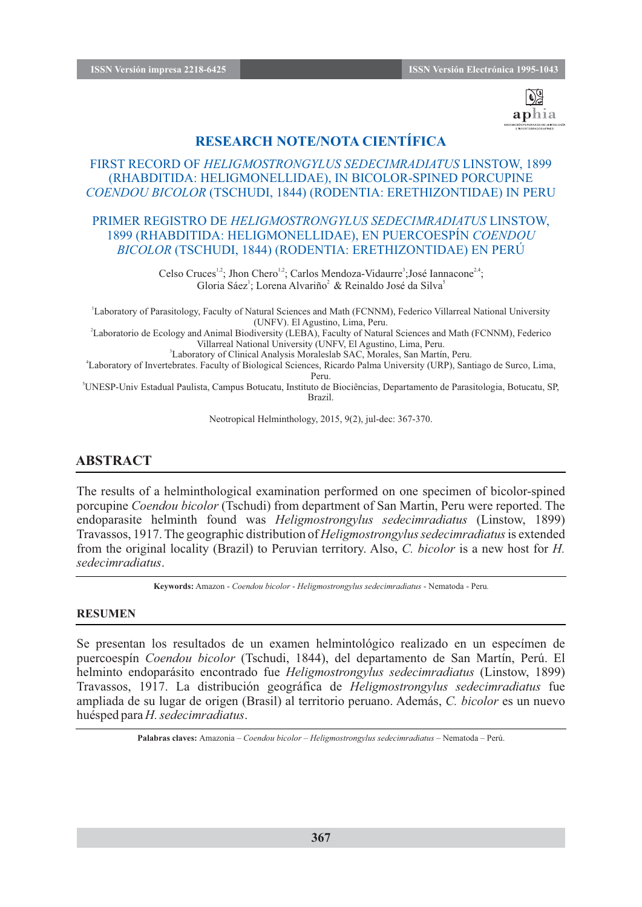## RESEARCH NOTE/NOTA CIENTÍFICA

### FIRST RECORD OF *HELIGMOSTRONGYLUS SEDECIMRADIATUS* LINSTOW, 1899 (RHABDITIDA: HELIGMONELLIDAE), IN BICOLOR-SPINED PORCUPINE *COENDOU BICOLOR* (TSCHUDI, 1844) (RODENTIA: ERETHIZONTIDAE) IN PERU

### PRIMER REGISTRO DE *HELIGMOSTRONGYLUS SEDECIMRADIATUS* LINSTOW, 1899 (RHABDITIDA: HELIGMONELLIDAE), EN PUERCOESPÍN *COENDOU BICOLOR* (TSCHUDI, 1844) (RODENTIA: ERETHIZONTIDAE) EN PERÚ

Celso Cruces[1,2]; Jhon Chero[1,2]; Carlos Mendoza-Vidaurre[3]; José Iannacone[2,4]; Gloria Sáez[1]; Lorena Alvariño[2] & Reinaldo José da Silva[5]

[1]Laboratory of Parasitology, Faculty of Natural Sciences and Math (FCNNM), Federico Villarreal National University (UNFV). El Agustino, Lima, Peru.

[2]Laboratorio de Ecology and Animal Biodiversity (LEBA), Faculty of Natural Sciences and Math (FCNNM), Federico Villarreal National University (UNFV, El Agustino, Lima, Peru.

[3]Laboratory of Clinical Analysis Moraleslab SAC, Morales, San Martín, Peru.

[4]Laboratory of Invertebrates. Faculty of Biological Sciences, Ricardo Palma University (URP), Santiago de Surco, Lima, Peru.

[5]UNESP-Univ Estadual Paulista, Campus Botucatu, Instituto de Biociências, Departamento de Parasitologia, Botucatu, SP, Brazil.

Neotropical Helminthology, 2015, 9(2), jul-dec: 367-370.

## ABSTRACT

The results of a helminthological examination performed on one specimen of bicolor-spined porcupine *Coendou bicolor* (Tschudi) from department of San Martin, Peru were reported. The endoparasite helminth found was *Heligmostrongylus sedecimradiatus* (Linstow, 1899) Travassos, 1917. The geographic distribution of *Heligmostrongylus sedecimradiatus* is extended from the original locality (Brazil) to Peruvian territory. Also, *C. bicolor* is a new host for *H. sedecimradiatus*.

**Keywords:** Amazon - *Coendou bicolor* - *Heligmostrongylus sedecimradiatus* - Nematoda - Peru.

## RESUMEN

Se presentan los resultados de un examen helmintológico realizado en un especímen de puercoespín *Coendou bicolor* (Tschudi, 1844), del departamento de San Martín, Perú. El helminto endoparásito encontrado fue *Heligmostrongylus sedecimradiatus* (Linstow, 1899) Travassos, 1917. La distribución geográfica de *Heligmostrongylus sedecimradiatus* fue ampliada de su lugar de origen (Brasil) al territorio peruano. Además, *C. bicolor* es un nuevo huésped para *H. sedecimradiatus*.

**Palabras claves:** Amazonia – *Coendou bicolor* – *Heligmostrongylus sedecimradiatus* – Nematoda – Perú.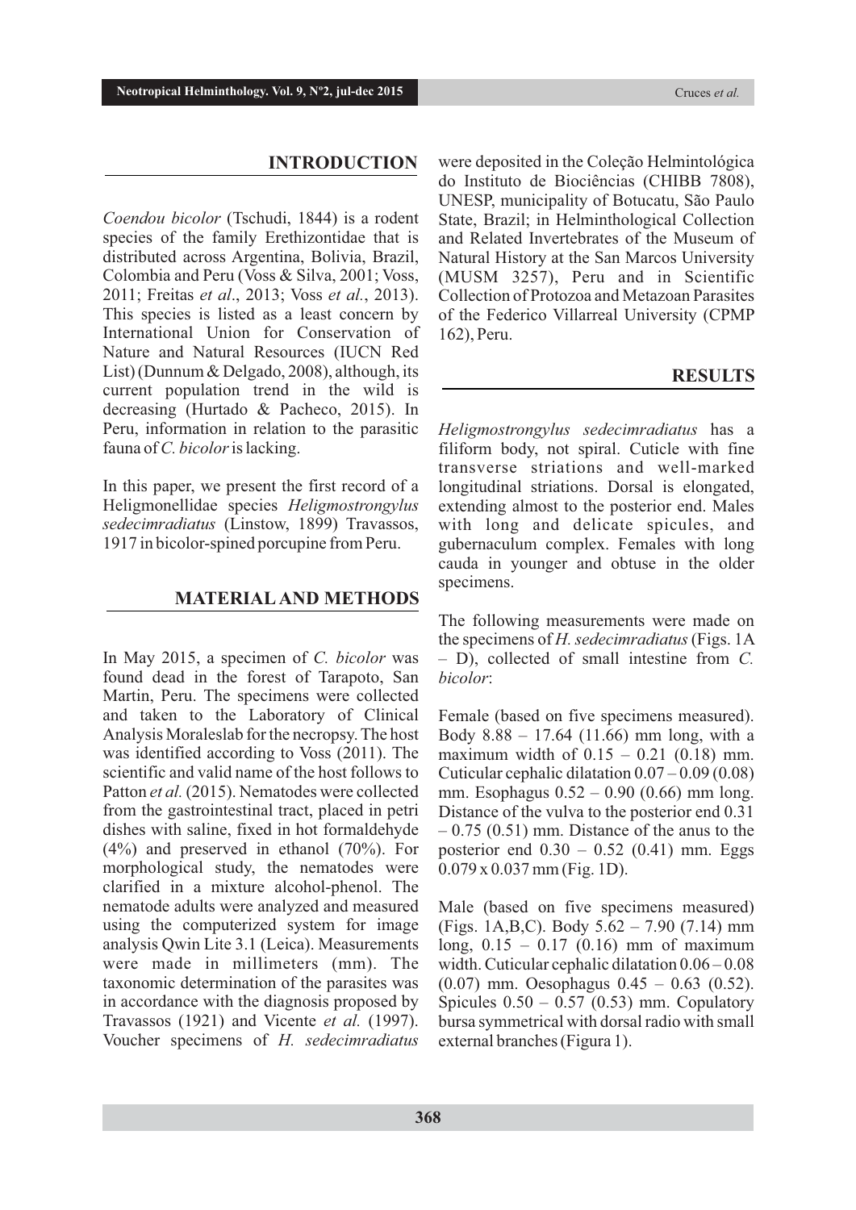## INTRODUCTION

*Coendou bicolor* (Tschudi, 1844) is a rodent species of the family Erethizontidae that is distributed across Argentina, Bolivia, Brazil, Colombia and Peru (Voss & Silva, 2001; Voss, 2011; Freitas *et al*., 2013; Voss *et al.*, 2013). This species is listed as a least concern by International Union for Conservation of Nature and Natural Resources (IUCN Red List) (Dunnum & Delgado, 2008), although, its current population trend in the wild is decreasing (Hurtado & Pacheco, 2015). In Peru, information in relation to the parasitic fauna of *C. bicolor* is lacking.

In this paper, we present the first record of a Heligmonellidae species *Heligmostrongylus sedecimradiatus* (Linstow, 1899) Travassos, 1917 in bicolor-spined porcupine from Peru.

## MATERIAL AND METHODS

In May 2015, a specimen of *C. bicolor* was found dead in the forest of Tarapoto, San Martin, Peru. The specimens were collected and taken to the Laboratory of Clinical Analysis Moraleslab for the necropsy. The host was identified according to Voss (2011). The scientific and valid name of the host follows to Patton *et al.* (2015). Nematodes were collected from the gastrointestinal tract, placed in petri dishes with saline, fixed in hot formaldehyde (4%) and preserved in ethanol (70%). For morphological study, the nematodes were clarified in a mixture alcohol-phenol. The nematode adults were analyzed and measured using the computerized system for image analysis Qwin Lite 3.1 (Leica). Measurements were made in millimeters (mm). The taxonomic determination of the parasites was in accordance with the diagnosis proposed by Travassos (1921) and Vicente *et al.* (1997). Voucher specimens of *H. sedecimradiatus* were deposited in the Coleção Helmintológica do Instituto de Biociências (CHIBB 7808), UNESP, municipality of Botucatu, São Paulo State, Brazil; in Helminthological Collection and Related Invertebrates of the Museum of Natural History at the San Marcos University (MUSM 3257), Peru and in Scientific Collection of Protozoa and Metazoan Parasites of the Federico Villarreal University (CPMP 162), Peru.

## RESULTS

*Heligmostrongylus sedecimradiatus* has a filiform body, not spiral. Cuticle with fine transverse striations and well-marked longitudinal striations. Dorsal is elongated, extending almost to the posterior end. Males with long and delicate spicules, and gubernaculum complex. Females with long cauda in younger and obtuse in the older specimens.

The following measurements were made on the specimens of *H. sedecimradiatus* (Figs. 1A – D), collected of small intestine from *C. bicolor*:

Female (based on five specimens measured). Body 8.88 – 17.64 (11.66) mm long, with a maximum width of 0.15 – 0.21 (0.18) mm. Cuticular cephalic dilatation 0.07 – 0.09 (0.08) mm. Esophagus 0.52 – 0.90 (0.66) mm long. Distance of the vulva to the posterior end 0.31 – 0.75 (0.51) mm. Distance of the anus to the posterior end 0.30 – 0.52 (0.41) mm. Eggs 0.079 x 0.037 mm (Fig. 1D).

Male (based on five specimens measured) (Figs. 1A,B,C). Body 5.62 – 7.90 (7.14) mm long, 0.15 – 0.17 (0.16) mm of maximum width. Cuticular cephalic dilatation 0.06 – 0.08 (0.07) mm. Oesophagus 0.45 – 0.63 (0.52). Spicules 0.50 – 0.57 (0.53) mm. Copulatory bursa symmetrical with dorsal radio with small external branches (Figura 1).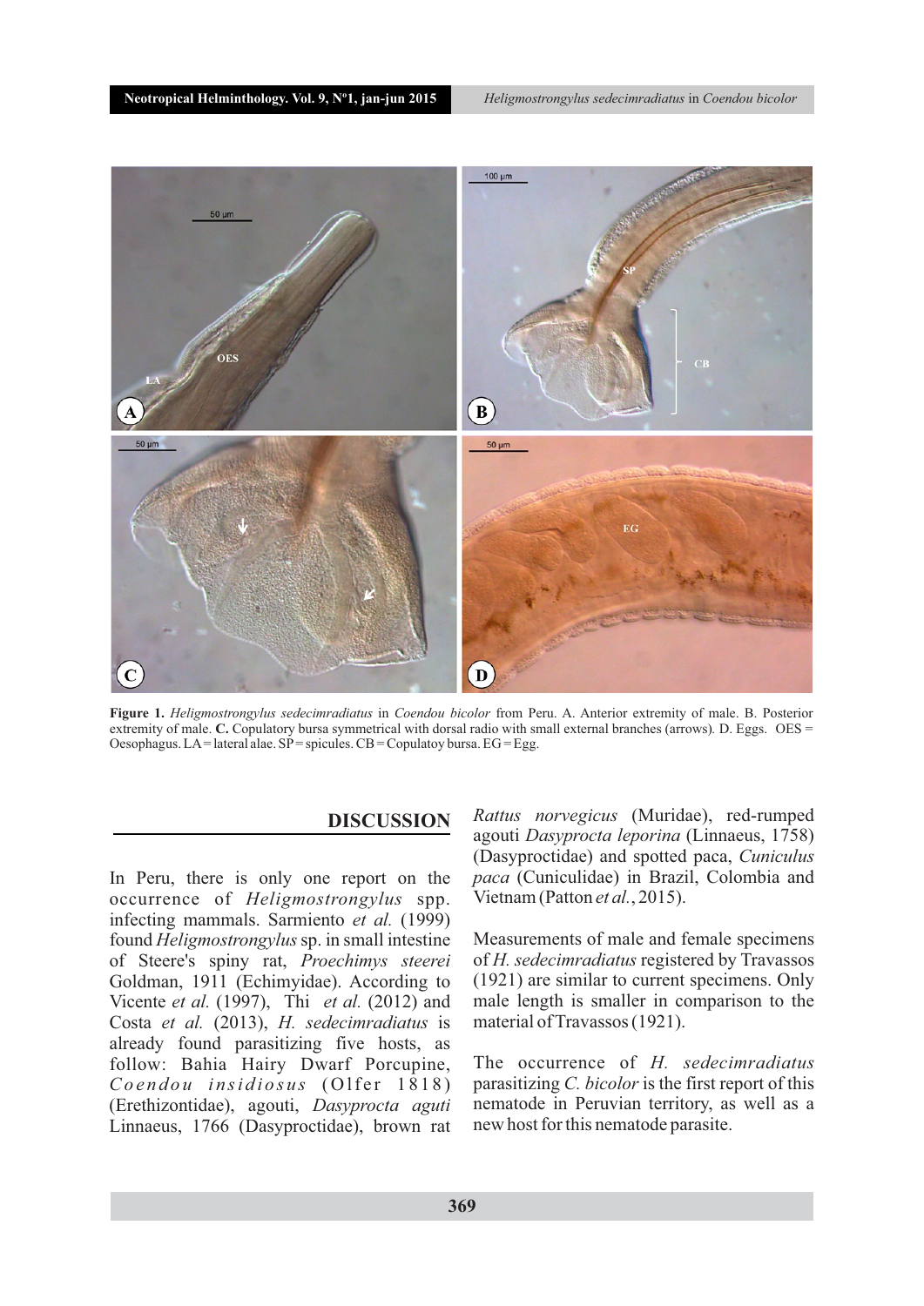**Figure 1.** *Heligmostrongylus sedecimradiatus* in *Coendou bicolor* from Peru. A. Anterior extremity of male. B. Posterior extremity of male. **C.** Copulatory bursa symmetrical with dorsal radio with small external branches (arrows). D. Eggs. OES = Oesophagus. LA = lateral alae. SP = spicules. CB = Copulatoy bursa. EG = Egg.

## DISCUSSION

In Peru, there is only one report on the occurrence of *Heligmostrongylus* spp. infecting mammals. Sarmiento *et al.* (1999) found *Heligmostrongylus* sp. in small intestine of Steere's spiny rat, *Proechimys steerei* Goldman, 1911 (Echimyidae). According to Vicente *et al.* (1997), Thi *et al.* (2012) and Costa *et al.* (2013), *H. sedecimradiatus* is already found parasitizing five hosts, as follow: Bahia Hairy Dwarf Porcupine, *Coendou insidiosus* (Olfer 1818) (Erethizontidae), agouti, *Dasyprocta aguti* Linnaeus, 1766 (Dasyproctidae), brown rat *Rattus norvegicus* (Muridae), red-rumped agouti *Dasyprocta leporina* (Linnaeus, 1758) (Dasyproctidae) and spotted paca, *Cuniculus paca* (Cuniculidae) in Brazil, Colombia and Vietnam (Patton *et al.*, 2015).

Measurements of male and female specimens of *H. sedecimradiatus* registered by Travassos (1921) are similar to current specimens. Only male length is smaller in comparison to the material of Travassos (1921).

The occurrence of *H. sedecimradiatus* parasitizing *C. bicolor* is the first report of this nematode in Peruvian territory, as well as a new host for this nematode parasite.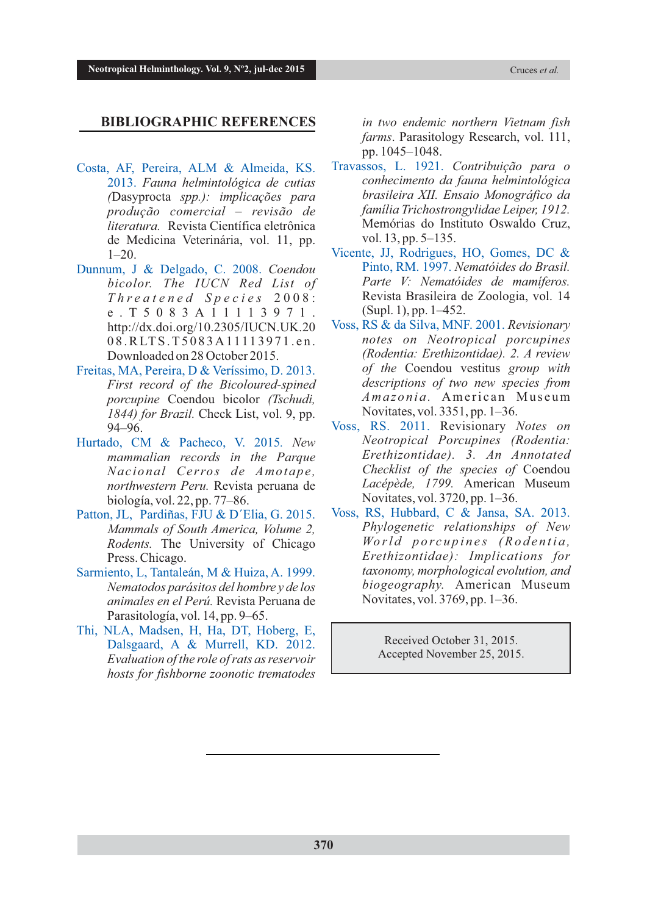## BIBLIOGRAPHIC REFERENCES

Costa, AF, Pereira, ALM & Almeida, KS. 2013. *Fauna helmintológica de cutias (*Dasyprocta *spp.): implicações para produção comercial – revisão de literatura.* Revista Científica eletrônica de Medicina Veterinária, vol. 11, pp. 1–20.

Dunnum, J & Delgado, C. 2008. *Coendou bicolor. The IUCN Red List of Threatened Species* 2008: e.T5083A11113971. http://dx.doi.org/10.2305/IUCN.UK.2008.RLTS.T5083A11113971.en. Downloaded on 28 October 2015.

Freitas, MA, Pereira, D & Veríssimo, D. 2013. *First record of the Bicoloured-spined porcupine* Coendou bicolor *(Tschudi, 1844) for Brazil.* Check List, vol. 9, pp. 94–96.

Hurtado, CM & Pacheco, V. 2015. *New mammalian records in the Parque Nacional Cerros de Amotape, northwestern Peru.* Revista peruana de biología, vol. 22, pp. 77–86.

Patton, JL, Pardiñas, FJU & D´Elia, G. 2015. *Mammals of South America, Volume 2, Rodents.* The University of Chicago Press. Chicago.

Sarmiento, L, Tantaleán, M & Huiza, A. 1999. *Nematodos parásitos del hombre y de los animales en el Perú.* Revista Peruana de Parasitología, vol. 14, pp. 9–65.

Thi, NLA, Madsen, H, Ha, DT, Hoberg, E, Dalsgaard, A & Murrell, KD. 2012. *Evaluation of the role of rats as reservoir hosts for fishborne zoonotic trematodes in two endemic northern Vietnam fish farms*. Parasitology Research, vol. 111, pp. 1045–1048.

Travassos, L. 1921. *Contribuição para o conhecimento da fauna helmintológica brasileira XII. Ensaio Monográfico da família Trichostrongylidae Leiper, 1912.* Memórias do Instituto Oswaldo Cruz, vol. 13, pp. 5–135.

Vicente, JJ, Rodrigues, HO, Gomes, DC & Pinto, RM. 1997. *Nematóides do Brasil. Parte V: Nematóides de mamíferos.* Revista Brasileira de Zoologia, vol. 14 (Supl. 1), pp. 1–452.

Voss, RS & da Silva, MNF. 2001. *Revisionary notes on Neotropical porcupines (Rodentia: Erethizontidae). 2. A review of the* Coendou vestitus *group with descriptions of two new species from Amazonia.* American Museum Novitates, vol. 3351, pp. 1–36.

Voss, RS. 2011. Revisionary *Notes on Neotropical Porcupines (Rodentia: Erethizontidae). 3. An Annotated Checklist of the species of* Coendou *Lacépède, 1799.* American Museum Novitates, vol. 3720, pp. 1–36.

Voss, RS, Hubbard, C & Jansa, SA. 2013. *Phylogenetic relationships of New World porcupines (Rodentia, Erethizontidae): Implications for taxonomy, morphological evolution, and biogeography.* American Museum Novitates, vol. 3769, pp. 1–36.

Received October 31, 2015.
Accepted November 25, 2015.